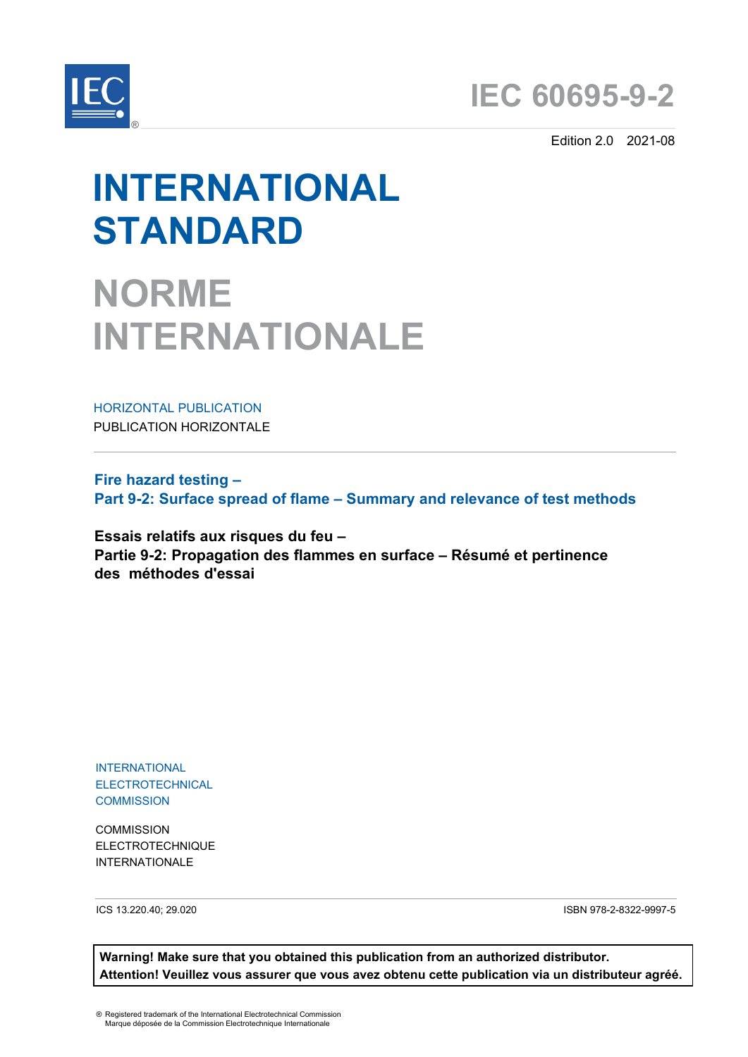# IEC 60695-9-2

Edition 2.0 2021-08

# INTERNATIONAL STANDARD

# NORME INTERNATIONALE

HORIZONTAL PUBLICATION

PUBLICATION HORIZONTALE

**Fire hazard testing –**
**Part 9-2: Surface spread of flame – Summary and relevance of test methods**

**Essais relatifs aux risques du feu –**
**Partie 9-2: Propagation des flammes en surface – Résumé et pertinence des méthodes d'essai**

INTERNATIONAL ELECTROTECHNICAL COMMISSION

COMMISSION ELECTROTECHNIQUE INTERNATIONALE

ICS 13.220.40; 29.020

ISBN 978-2-8322-9997-5

**Warning! Make sure that you obtained this publication from an authorized distributor.**
**Attention! Veuillez vous assurer que vous avez obtenu cette publication via un distributeur agréé.**

® Registered trademark of the International Electrotechnical Commission
Marque déposée de la Commission Electrotechnique Internationale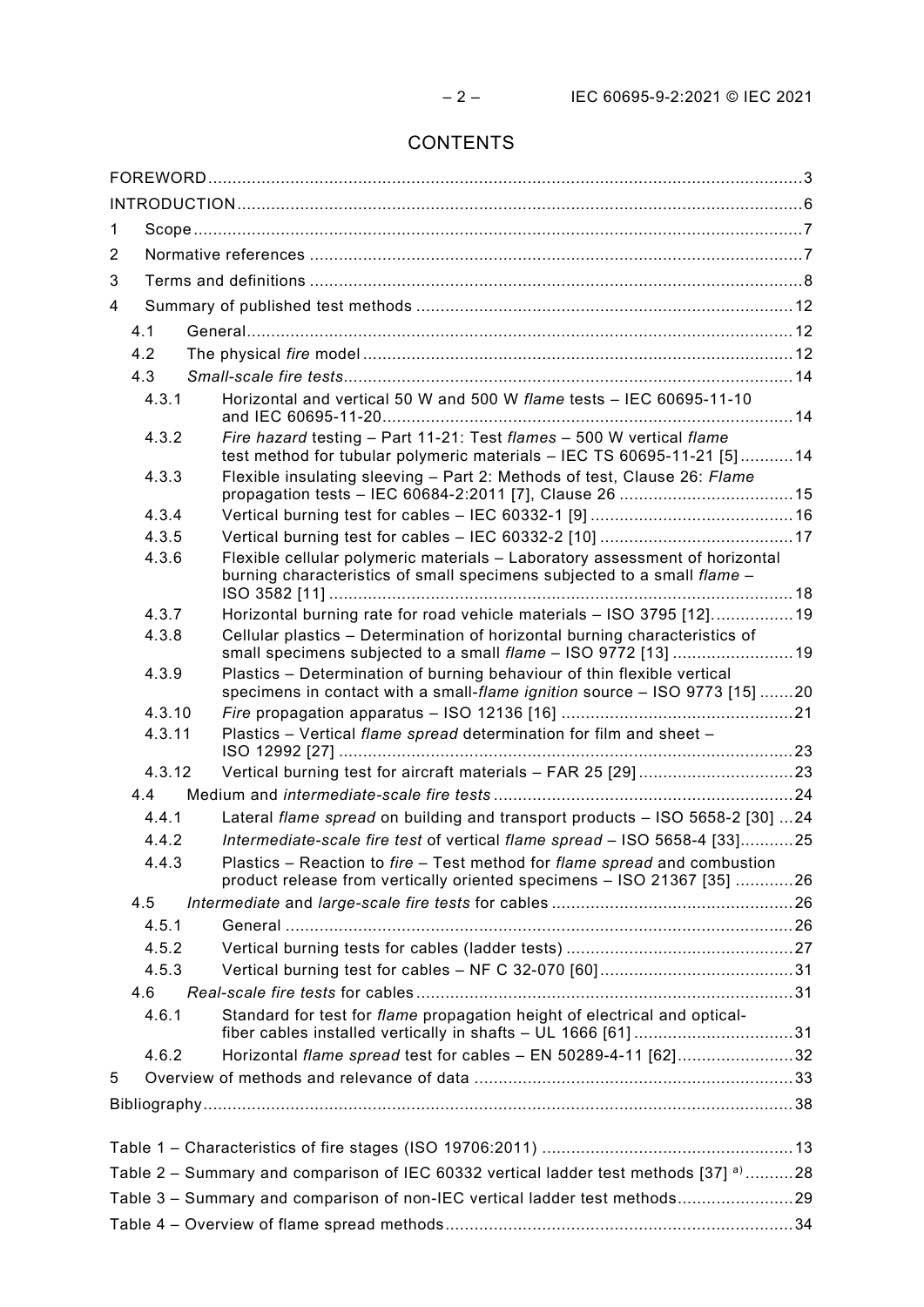# CONTENTS

FOREWORD ... 3
INTRODUCTION ... 6
1 Scope ... 7
2 Normative references ... 7
3 Terms and definitions ... 8
4 Summary of published test methods ... 12
4.1 General ... 12
4.2 The physical *fire* model ... 12
4.3 *Small-scale fire tests* ... 14
4.3.1 Horizontal and vertical 50 W and 500 W *flame* tests – IEC 60695-11-10 and IEC 60695-11-20 ... 14
4.3.2 *Fire hazard* testing – Part 11-21: Test *flames* – 500 W vertical *flame* test method for tubular polymeric materials – IEC TS 60695-11-21 [5] ... 14
4.3.3 Flexible insulating sleeving – Part 2: Methods of test, Clause 26: *Flame* propagation tests – IEC 60684-2:2011 [7], Clause 26 ... 15
4.3.4 Vertical burning test for cables – IEC 60332-1 [9] ... 16
4.3.5 Vertical burning test for cables – IEC 60332-2 [10] ... 17
4.3.6 Flexible cellular polymeric materials – Laboratory assessment of horizontal burning characteristics of small specimens subjected to a small *flame* – ISO 3582 [11] ... 18
4.3.7 Horizontal burning rate for road vehicle materials – ISO 3795 [12] ... 19
4.3.8 Cellular plastics – Determination of horizontal burning characteristics of small specimens subjected to a small *flame* – ISO 9772 [13] ... 19
4.3.9 Plastics – Determination of burning behaviour of thin flexible vertical specimens in contact with a small-*flame ignition* source – ISO 9773 [15] ... 20
4.3.10 *Fire* propagation apparatus – ISO 12136 [16] ... 21
4.3.11 Plastics – Vertical *flame spread* determination for film and sheet – ISO 12992 [27] ... 23
4.3.12 Vertical burning test for aircraft materials – FAR 25 [29] ... 23
4.4 Medium and *intermediate-scale fire tests* ... 24
4.4.1 Lateral *flame spread* on building and transport products – ISO 5658-2 [30] ... 24
4.4.2 *Intermediate-scale fire test* of vertical *flame spread* – ISO 5658-4 [33] ... 25
4.4.3 Plastics – Reaction to *fire* – Test method for *flame spread* and combustion product release from vertically oriented specimens – ISO 21367 [35] ... 26
4.5 *Intermediate* and *large-scale fire tests* for cables ... 26
4.5.1 General ... 26
4.5.2 Vertical burning tests for cables (ladder tests) ... 27
4.5.3 Vertical burning test for cables – NF C 32-070 [60] ... 31
4.6 *Real-scale fire tests* for cables ... 31
4.6.1 Standard for test for *flame* propagation height of electrical and optical-fiber cables installed vertically in shafts – UL 1666 [61] ... 31
4.6.2 Horizontal *flame spread* test for cables – EN 50289-4-11 [62] ... 32
5 Overview of methods and relevance of data ... 33
Bibliography ... 38

Table 1 – Characteristics of fire stages (ISO 19706:2011) ... 13
Table 2 – Summary and comparison of IEC 60332 vertical ladder test methods [37] [a] ... 28
Table 3 – Summary and comparison of non-IEC vertical ladder test methods ... 29
Table 4 – Overview of flame spread methods ... 34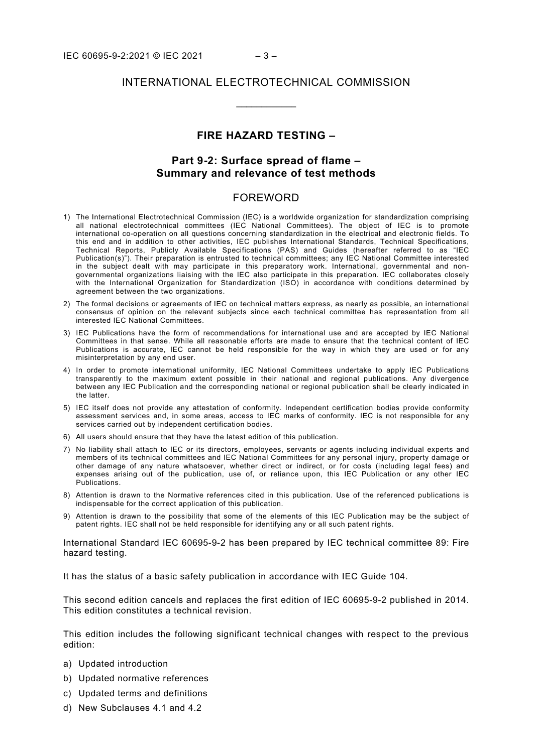INTERNATIONAL ELECTROTECHNICAL COMMISSION

\_\_\_\_\_\_\_\_\_\_\_\_

# FIRE HAZARD TESTING –

## Part 9-2: Surface spread of flame – Summary and relevance of test methods

## FOREWORD

1) The International Electrotechnical Commission (IEC) is a worldwide organization for standardization comprising all national electrotechnical committees (IEC National Committees). The object of IEC is to promote international co-operation on all questions concerning standardization in the electrical and electronic fields. To this end and in addition to other activities, IEC publishes International Standards, Technical Specifications, Technical Reports, Publicly Available Specifications (PAS) and Guides (hereafter referred to as "IEC Publication(s)"). Their preparation is entrusted to technical committees; any IEC National Committee interested in the subject dealt with may participate in this preparatory work. International, governmental and non-governmental organizations liaising with the IEC also participate in this preparation. IEC collaborates closely with the International Organization for Standardization (ISO) in accordance with conditions determined by agreement between the two organizations.
2) The formal decisions or agreements of IEC on technical matters express, as nearly as possible, an international consensus of opinion on the relevant subjects since each technical committee has representation from all interested IEC National Committees.
3) IEC Publications have the form of recommendations for international use and are accepted by IEC National Committees in that sense. While all reasonable efforts are made to ensure that the technical content of IEC Publications is accurate, IEC cannot be held responsible for the way in which they are used or for any misinterpretation by any end user.
4) In order to promote international uniformity, IEC National Committees undertake to apply IEC Publications transparently to the maximum extent possible in their national and regional publications. Any divergence between any IEC Publication and the corresponding national or regional publication shall be clearly indicated in the latter.
5) IEC itself does not provide any attestation of conformity. Independent certification bodies provide conformity assessment services and, in some areas, access to IEC marks of conformity. IEC is not responsible for any services carried out by independent certification bodies.
6) All users should ensure that they have the latest edition of this publication.
7) No liability shall attach to IEC or its directors, employees, servants or agents including individual experts and members of its technical committees and IEC National Committees for any personal injury, property damage or other damage of any nature whatsoever, whether direct or indirect, or for costs (including legal fees) and expenses arising out of the publication, use of, or reliance upon, this IEC Publication or any other IEC Publications.
8) Attention is drawn to the Normative references cited in this publication. Use of the referenced publications is indispensable for the correct application of this publication.
9) Attention is drawn to the possibility that some of the elements of this IEC Publication may be the subject of patent rights. IEC shall not be held responsible for identifying any or all such patent rights.

International Standard IEC 60695-9-2 has been prepared by IEC technical committee 89: Fire hazard testing.

It has the status of a basic safety publication in accordance with IEC Guide 104.

This second edition cancels and replaces the first edition of IEC 60695-9-2 published in 2014. This edition constitutes a technical revision.

This edition includes the following significant technical changes with respect to the previous edition:

a) Updated introduction
b) Updated normative references
c) Updated terms and definitions
d) New Subclauses 4.1 and 4.2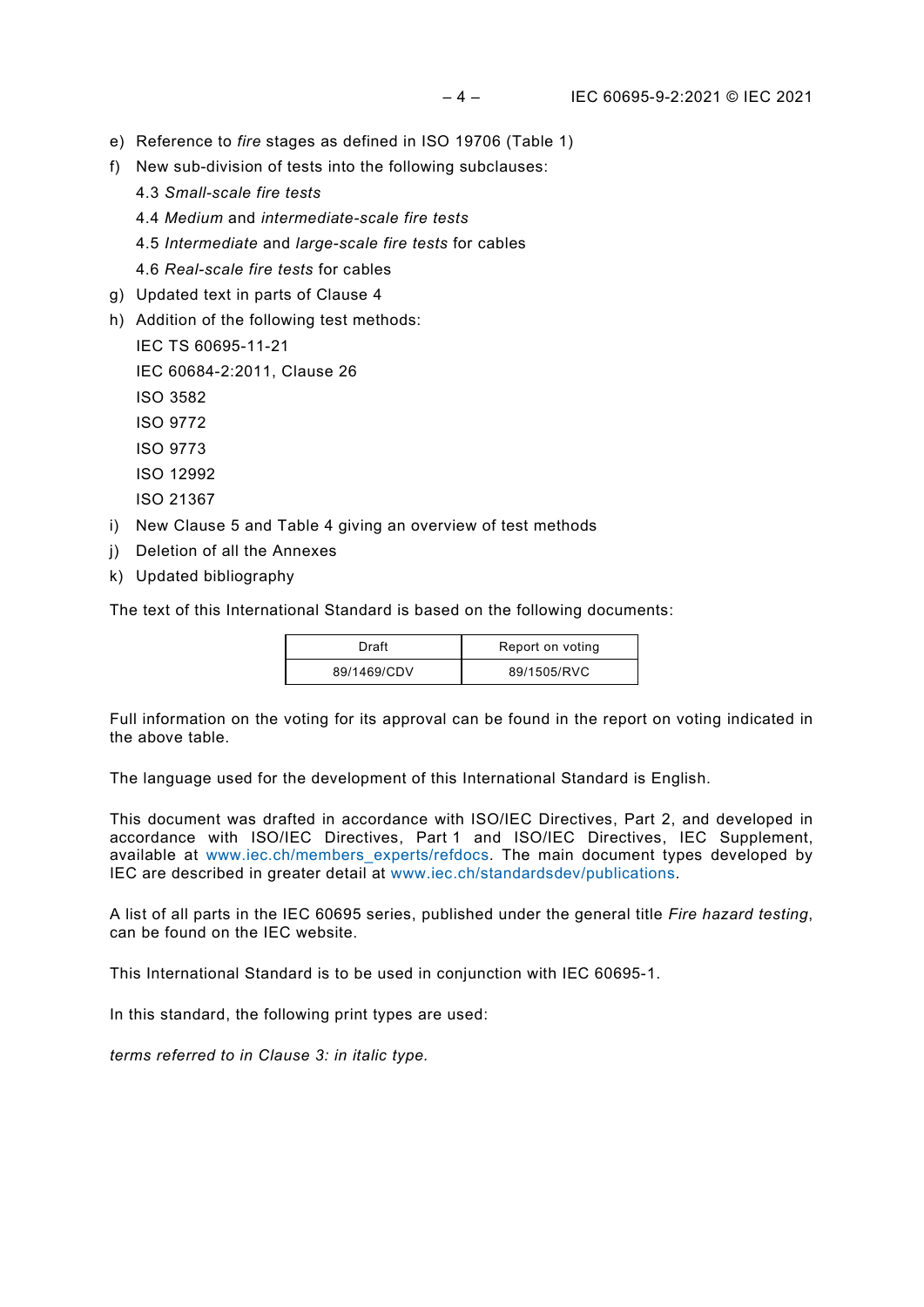e) Reference to *fire* stages as defined in ISO 19706 (Table 1)

f) New sub-division of tests into the following subclauses:

   4.3 *Small-scale fire tests*

   4.4 *Medium* and *intermediate-scale fire tests*

   4.5 *Intermediate* and *large-scale fire tests* for cables

   4.6 *Real-scale fire tests* for cables

g) Updated text in parts of Clause 4

h) Addition of the following test methods:

   IEC TS 60695-11-21

   IEC 60684-2:2011, Clause 26

   ISO 3582

   ISO 9772

   ISO 9773

   ISO 12992

   ISO 21367

i) New Clause 5 and Table 4 giving an overview of test methods

j) Deletion of all the Annexes

k) Updated bibliography

The text of this International Standard is based on the following documents:

| Draft | Report on voting |
|---|---|
| 89/1469/CDV | 89/1505/RVC |

Full information on the voting for its approval can be found in the report on voting indicated in the above table.

The language used for the development of this International Standard is English.

This document was drafted in accordance with ISO/IEC Directives, Part 2, and developed in accordance with ISO/IEC Directives, Part 1 and ISO/IEC Directives, IEC Supplement, available at www.iec.ch/members_experts/refdocs. The main document types developed by IEC are described in greater detail at www.iec.ch/standardsdev/publications.

A list of all parts in the IEC 60695 series, published under the general title *Fire hazard testing*, can be found on the IEC website.

This International Standard is to be used in conjunction with IEC 60695-1.

In this standard, the following print types are used:

*terms referred to in Clause 3: in italic type.*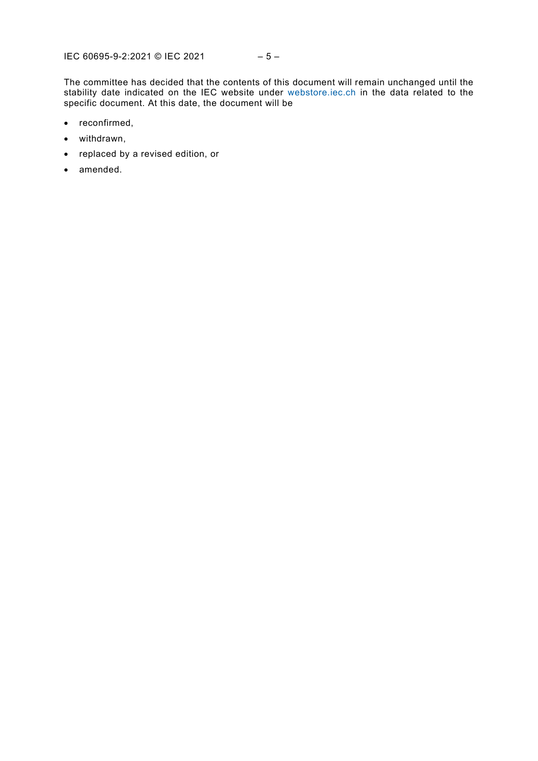The committee has decided that the contents of this document will remain unchanged until the stability date indicated on the IEC website under webstore.iec.ch in the data related to the specific document. At this date, the document will be

- reconfirmed,
- withdrawn,
- replaced by a revised edition, or
- amended.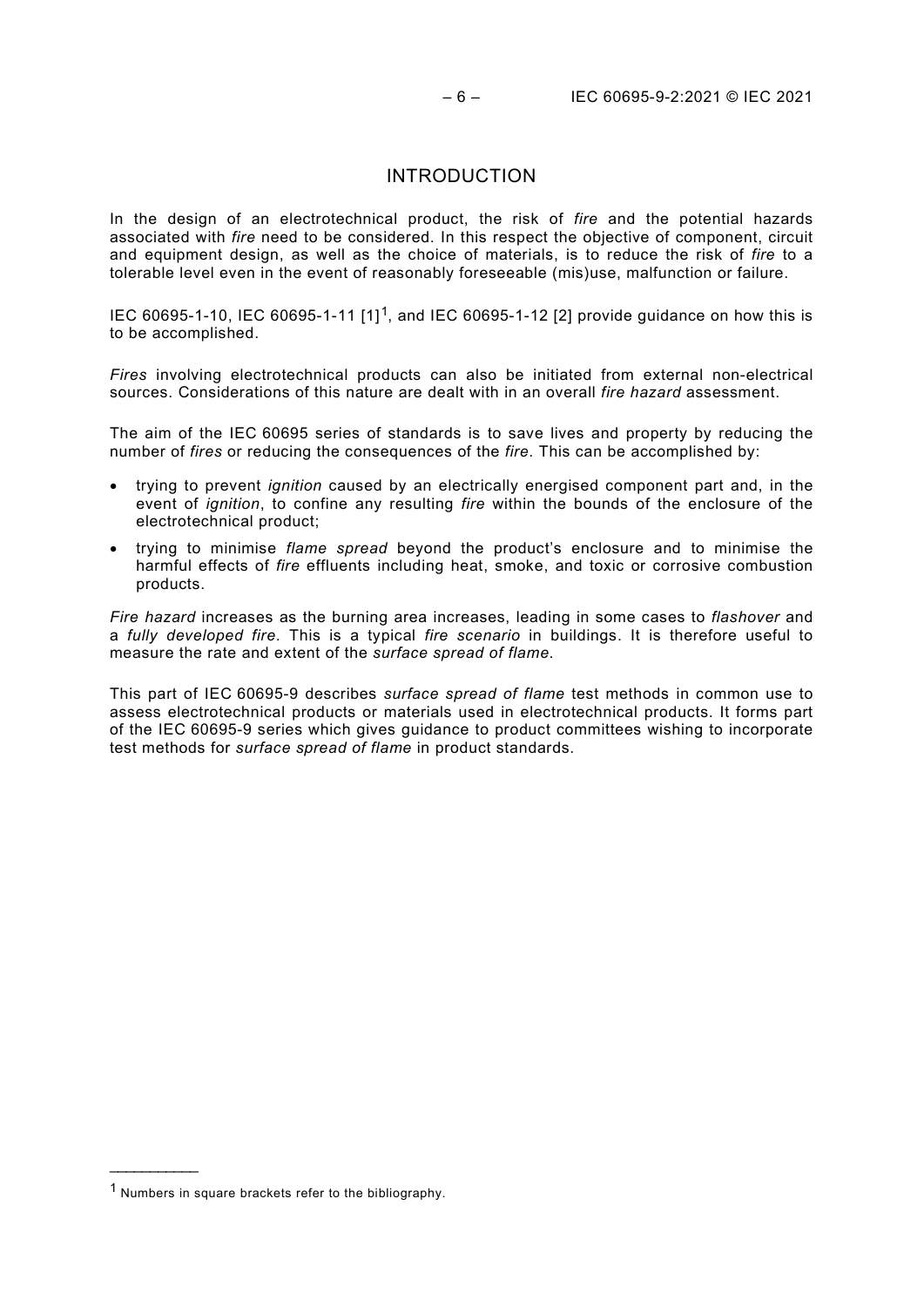# INTRODUCTION

In the design of an electrotechnical product, the risk of *fire* and the potential hazards associated with *fire* need to be considered. In this respect the objective of component, circuit and equipment design, as well as the choice of materials, is to reduce the risk of *fire* to a tolerable level even in the event of reasonably foreseeable (mis)use, malfunction or failure.

IEC 60695-1-10, IEC 60695-1-11 [1][1], and IEC 60695-1-12 [2] provide guidance on how this is to be accomplished.

*Fires* involving electrotechnical products can also be initiated from external non-electrical sources. Considerations of this nature are dealt with in an overall *fire hazard* assessment.

The aim of the IEC 60695 series of standards is to save lives and property by reducing the number of *fires* or reducing the consequences of the *fire*. This can be accomplished by:

- trying to prevent *ignition* caused by an electrically energised component part and, in the event of *ignition*, to confine any resulting *fire* within the bounds of the enclosure of the electrotechnical product;
- trying to minimise *flame spread* beyond the product's enclosure and to minimise the harmful effects of *fire* effluents including heat, smoke, and toxic or corrosive combustion products.

*Fire hazard* increases as the burning area increases, leading in some cases to *flashover* and a *fully developed fire*. This is a typical *fire scenario* in buildings. It is therefore useful to measure the rate and extent of the *surface spread of flame*.

This part of IEC 60695-9 describes *surface spread of flame* test methods in common use to assess electrotechnical products or materials used in electrotechnical products. It forms part of the IEC 60695-9 series which gives guidance to product committees wishing to incorporate test methods for *surface spread of flame* in product standards.

---

[1] Numbers in square brackets refer to the bibliography.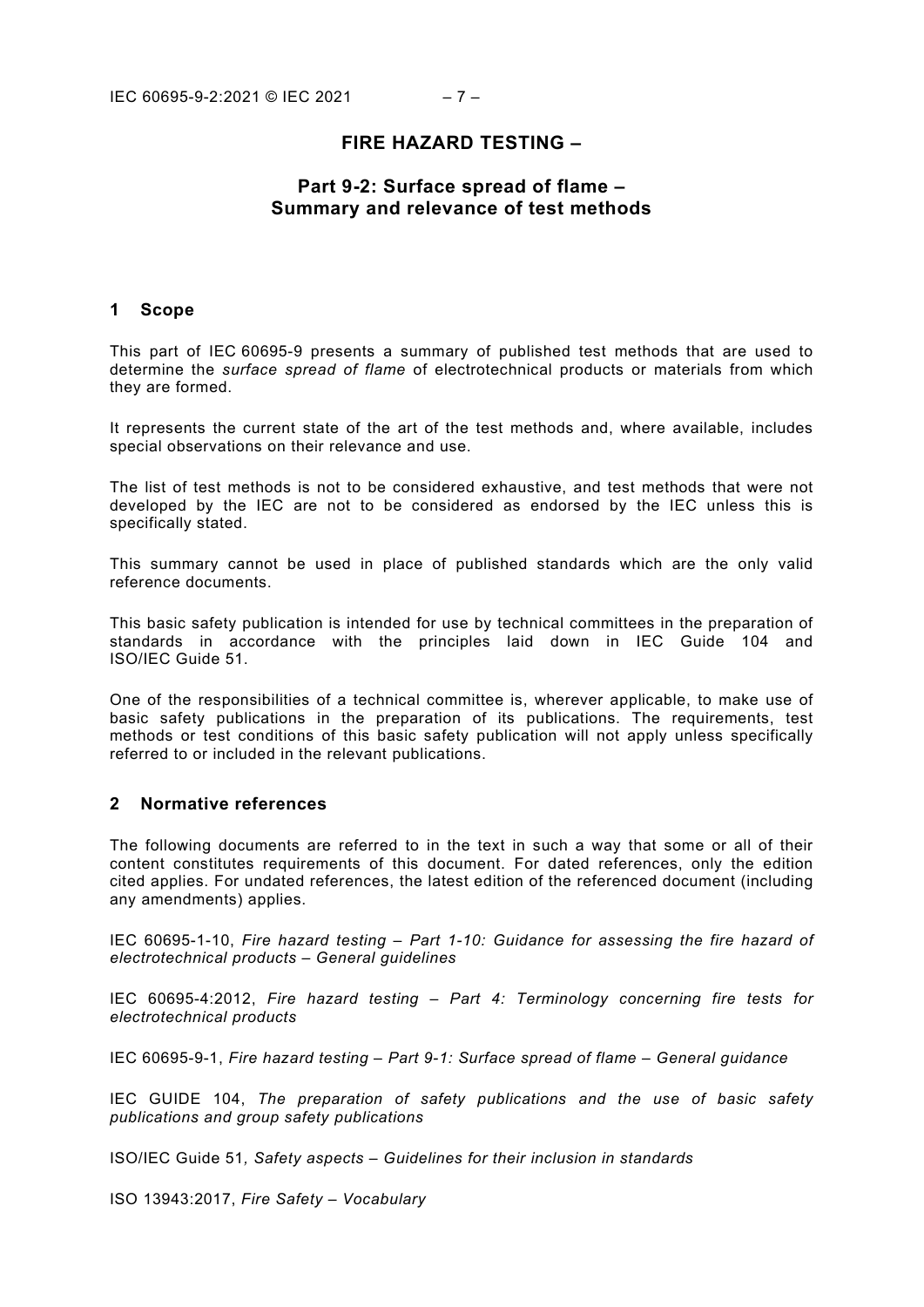# FIRE HAZARD TESTING –

## Part 9-2: Surface spread of flame – Summary and relevance of test methods

## 1 Scope

This part of IEC 60695-9 presents a summary of published test methods that are used to determine the *surface spread of flame* of electrotechnical products or materials from which they are formed.

It represents the current state of the art of the test methods and, where available, includes special observations on their relevance and use.

The list of test methods is not to be considered exhaustive, and test methods that were not developed by the IEC are not to be considered as endorsed by the IEC unless this is specifically stated.

This summary cannot be used in place of published standards which are the only valid reference documents.

This basic safety publication is intended for use by technical committees in the preparation of standards in accordance with the principles laid down in IEC Guide 104 and ISO/IEC Guide 51.

One of the responsibilities of a technical committee is, wherever applicable, to make use of basic safety publications in the preparation of its publications. The requirements, test methods or test conditions of this basic safety publication will not apply unless specifically referred to or included in the relevant publications.

## 2 Normative references

The following documents are referred to in the text in such a way that some or all of their content constitutes requirements of this document. For dated references, only the edition cited applies. For undated references, the latest edition of the referenced document (including any amendments) applies.

IEC 60695-1-10, *Fire hazard testing – Part 1-10: Guidance for assessing the fire hazard of electrotechnical products – General guidelines*

IEC 60695-4:2012, *Fire hazard testing – Part 4: Terminology concerning fire tests for electrotechnical products*

IEC 60695-9-1, *Fire hazard testing – Part 9-1: Surface spread of flame – General guidance*

IEC GUIDE 104, *The preparation of safety publications and the use of basic safety publications and group safety publications*

ISO/IEC Guide 51*, Safety aspects – Guidelines for their inclusion in standards*

ISO 13943:2017, *Fire Safety – Vocabulary*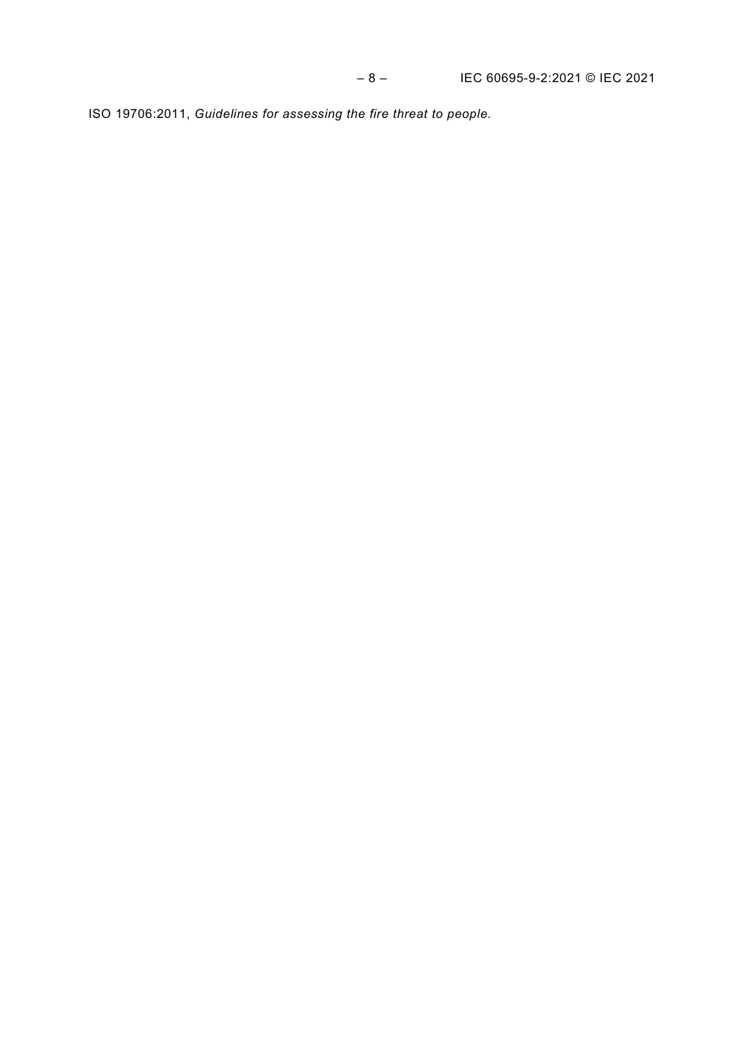ISO 19706:2011, *Guidelines for assessing the fire threat to people.*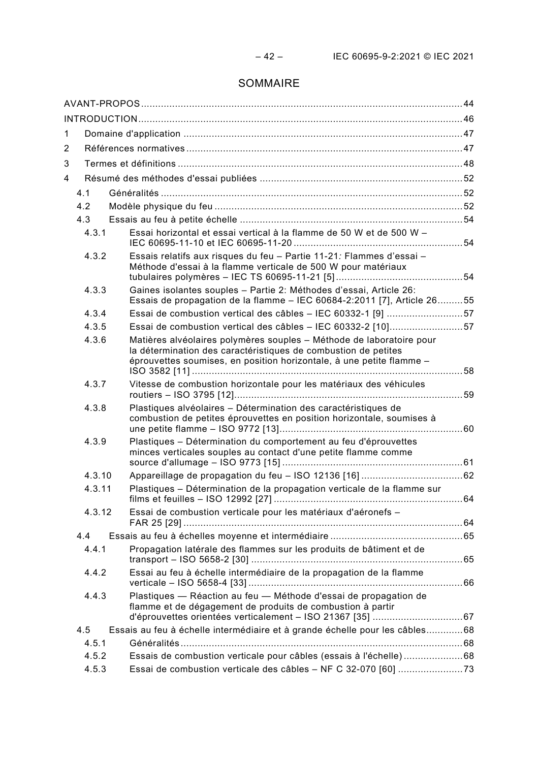# SOMMAIRE

AVANT-PROPOS ........................................................................................................... 44
INTRODUCTION ........................................................................................................... 46
1 Domaine d'application ............................................................................................... 47
2 Références normatives ............................................................................................. 47
3 Termes et définitions ................................................................................................ 48
4 Résumé des méthodes d'essai publiées .................................................................... 52
  4.1 Généralités ........................................................................................................ 52
  4.2 Modèle physique du feu .................................................................................... 52
  4.3 Essais au feu à petite échelle ........................................................................... 54
    4.3.1 Essai horizontal et essai vertical à la flamme de 50 W et de 500 W – IEC 60695-11-10 et IEC 60695-11-20 ........................................................................ 54
    4.3.2 Essais relatifs aux risques du feu – Partie 11-21: Flammes d'essai – Méthode d'essai à la flamme verticale de 500 W pour matériaux tubulaires polymères – IEC TS 60695-11-21 [5] ........................................... 54
    4.3.3 Gaines isolantes souples – Partie 2: Méthodes d'essai, Article 26: Essais de propagation de la flamme – IEC 60684-2:2011 [7], Article 26 ......... 55
    4.3.4 Essai de combustion vertical des câbles – IEC 60332-1 [9] ........................... 57
    4.3.5 Essai de combustion vertical des câbles – IEC 60332-2 [10] .......................... 57
    4.3.6 Matières alvéolaires polymères souples – Méthode de laboratoire pour la détermination des caractéristiques de combustion de petites éprouvettes soumises, en position horizontale, à une petite flamme – ISO 3582 [11] ............................................................................................... 58
    4.3.7 Vitesse de combustion horizontale pour les matériaux des véhicules routiers – ISO 3795 [12] ................................................................................ 59
    4.3.8 Plastiques alvéolaires – Détermination des caractéristiques de combustion de petites éprouvettes en position horizontale, soumises à une petite flamme – ISO 9772 [13] ................................................................ 60
    4.3.9 Plastiques – Détermination du comportement au feu d'éprouvettes minces verticales souples au contact d'une petite flamme comme source d'allumage – ISO 9773 [15] ............................................................... 61
    4.3.10 Appareillage de propagation du feu – ISO 12136 [16] ................................... 62
    4.3.11 Plastiques – Détermination de la propagation verticale de la flamme sur films et feuilles – ISO 12992 [27] .................................................................. 64
    4.3.12 Essai de combustion verticale pour les matériaux d'aéronefs – FAR 25 [29] .................................................................................................. 64
  4.4 Essais au feu à échelles moyenne et intermédiaire .............................................. 65
    4.4.1 Propagation latérale des flammes sur les produits de bâtiment et de transport – ISO 5658-2 [30] .......................................................................... 65
    4.4.2 Essai au feu à échelle intermédiaire de la propagation de la flamme verticale – ISO 5658-4 [33] .......................................................................... 66
    4.4.3 Plastiques — Réaction au feu — Méthode d'essai de propagation de flamme et de dégagement de produits de combustion à partir d'éprouvettes orientées verticalement – ISO 21367 [35] ................................ 67
  4.5 Essais au feu à échelle intermédiaire et à grande échelle pour les câbles ............. 68
    4.5.1 Généralités .................................................................................................. 68
    4.5.2 Essais de combustion verticale pour câbles (essais à l'échelle) ..................... 68
    4.5.3 Essai de combustion verticale des câbles – NF C 32-070 [60] ....................... 73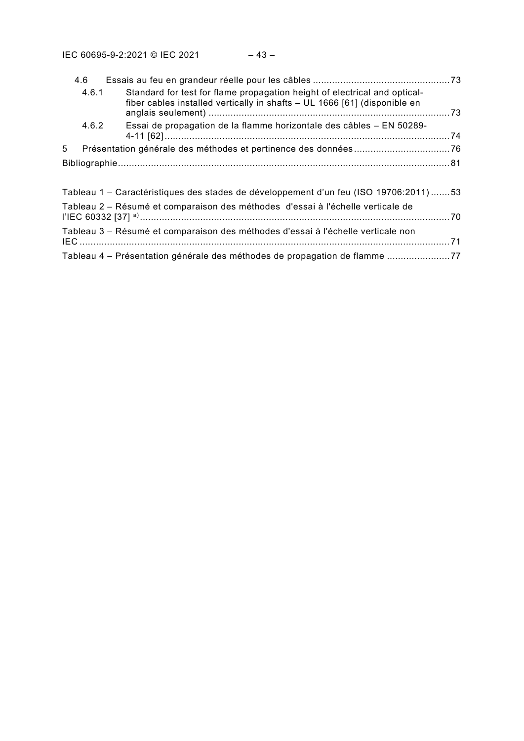4.6 Essais au feu en grandeur réelle pour les câbles ..... 73

4.6.1 Standard for test for flame propagation height of electrical and optical-fiber cables installed vertically in shafts – UL 1666 [61] (disponible en anglais seulement) ..... 73

4.6.2 Essai de propagation de la flamme horizontale des câbles – EN 50289-4-11 [62] ..... 74

5 Présentation générale des méthodes et pertinence des données ..... 76

Bibliographie ..... 81

Tableau 1 – Caractéristiques des stades de développement d’un feu (ISO 19706:2011) ..... 53

Tableau 2 – Résumé et comparaison des méthodes d'essai à l'échelle verticale de l’IEC 60332 [37] [a)] ..... 70

Tableau 3 – Résumé et comparaison des méthodes d'essai à l'échelle verticale non IEC ..... 71

Tableau 4 – Présentation générale des méthodes de propagation de flamme ..... 77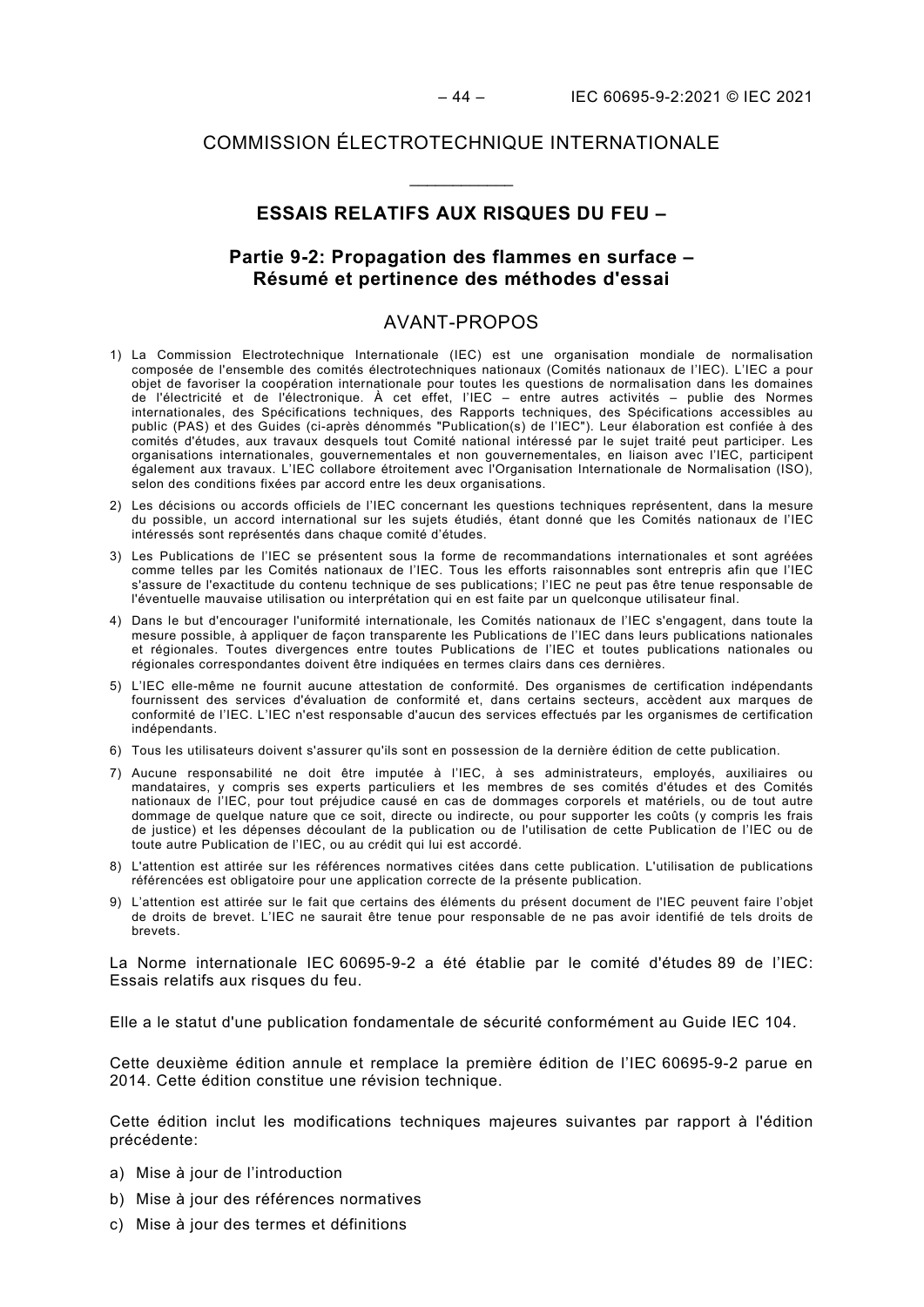COMMISSION ÉLECTROTECHNIQUE INTERNATIONALE

____________

# ESSAIS RELATIFS AUX RISQUES DU FEU –

## Partie 9-2: Propagation des flammes en surface – Résumé et pertinence des méthodes d'essai

## AVANT-PROPOS

1) La Commission Electrotechnique Internationale (IEC) est une organisation mondiale de normalisation composée de l'ensemble des comités électrotechniques nationaux (Comités nationaux de l'IEC). L'IEC a pour objet de favoriser la coopération internationale pour toutes les questions de normalisation dans les domaines de l'électricité et de l'électronique. À cet effet, l'IEC – entre autres activités – publie des Normes internationales, des Spécifications techniques, des Rapports techniques, des Spécifications accessibles au public (PAS) et des Guides (ci-après dénommés "Publication(s) de l'IEC"). Leur élaboration est confiée à des comités d'études, aux travaux desquels tout Comité national intéressé par le sujet traité peut participer. Les organisations internationales, gouvernementales et non gouvernementales, en liaison avec l'IEC, participent également aux travaux. L'IEC collabore étroitement avec l'Organisation Internationale de Normalisation (ISO), selon des conditions fixées par accord entre les deux organisations.
2) Les décisions ou accords officiels de l'IEC concernant les questions techniques représentent, dans la mesure du possible, un accord international sur les sujets étudiés, étant donné que les Comités nationaux de l'IEC intéressés sont représentés dans chaque comité d'études.
3) Les Publications de l'IEC se présentent sous la forme de recommandations internationales et sont agréées comme telles par les Comités nationaux de l'IEC. Tous les efforts raisonnables sont entrepris afin que l'IEC s'assure de l'exactitude du contenu technique de ses publications; l'IEC ne peut pas être tenue responsable de l'éventuelle mauvaise utilisation ou interprétation qui en est faite par un quelconque utilisateur final.
4) Dans le but d'encourager l'uniformité internationale, les Comités nationaux de l'IEC s'engagent, dans toute la mesure possible, à appliquer de façon transparente les Publications de l'IEC dans leurs publications nationales et régionales. Toutes divergences entre toutes Publications de l'IEC et toutes publications nationales ou régionales correspondantes doivent être indiquées en termes clairs dans ces dernières.
5) L'IEC elle-même ne fournit aucune attestation de conformité. Des organismes de certification indépendants fournissent des services d'évaluation de conformité et, dans certains secteurs, accèdent aux marques de conformité de l'IEC. L'IEC n'est responsable d'aucun des services effectués par les organismes de certification indépendants.
6) Tous les utilisateurs doivent s'assurer qu'ils sont en possession de la dernière édition de cette publication.
7) Aucune responsabilité ne doit être imputée à l'IEC, à ses administrateurs, employés, auxiliaires ou mandataires, y compris ses experts particuliers et les membres de ses comités d'études et des Comités nationaux de l'IEC, pour tout préjudice causé en cas de dommages corporels et matériels, ou de tout autre dommage de quelque nature que ce soit, directe ou indirecte, ou pour supporter les coûts (y compris les frais de justice) et les dépenses découlant de la publication ou de l'utilisation de cette Publication de l'IEC ou de toute autre Publication de l'IEC, ou au crédit qui lui est accordé.
8) L'attention est attirée sur les références normatives citées dans cette publication. L'utilisation de publications référencées est obligatoire pour une application correcte de la présente publication.
9) L'attention est attirée sur le fait que certains des éléments du présent document de l'IEC peuvent faire l'objet de droits de brevet. L'IEC ne saurait être tenue pour responsable de ne pas avoir identifié de tels droits de brevets.

La Norme internationale IEC 60695-9-2 a été établie par le comité d'études 89 de l'IEC: Essais relatifs aux risques du feu.

Elle a le statut d'une publication fondamentale de sécurité conformément au Guide IEC 104.

Cette deuxième édition annule et remplace la première édition de l'IEC 60695-9-2 parue en 2014. Cette édition constitue une révision technique.

Cette édition inclut les modifications techniques majeures suivantes par rapport à l'édition précédente:

a) Mise à jour de l'introduction
b) Mise à jour des références normatives
c) Mise à jour des termes et définitions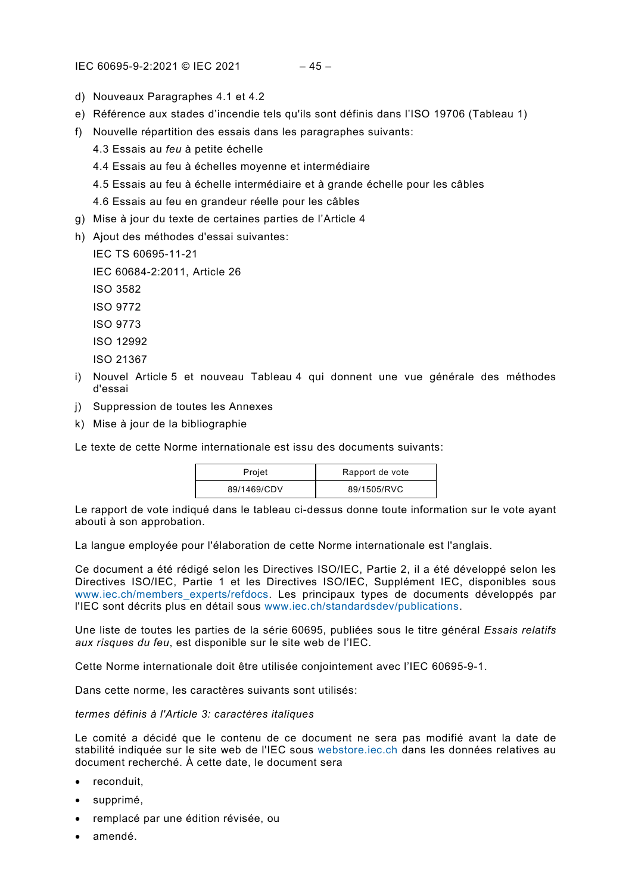d) Nouveaux Paragraphes 4.1 et 4.2

e) Référence aux stades d'incendie tels qu'ils sont définis dans l'ISO 19706 (Tableau 1)

f) Nouvelle répartition des essais dans les paragraphes suivants:

   4.3 Essais au *feu* à petite échelle

   4.4 Essais au feu à échelles moyenne et intermédiaire

   4.5 Essais au feu à échelle intermédiaire et à grande échelle pour les câbles

   4.6 Essais au feu en grandeur réelle pour les câbles

g) Mise à jour du texte de certaines parties de l'Article 4

h) Ajout des méthodes d'essai suivantes:

   IEC TS 60695-11-21

   IEC 60684-2:2011, Article 26

   ISO 3582

   ISO 9772

   ISO 9773

   ISO 12992

   ISO 21367

i) Nouvel Article 5 et nouveau Tableau 4 qui donnent une vue générale des méthodes d'essai

j) Suppression de toutes les Annexes

k) Mise à jour de la bibliographie

Le texte de cette Norme internationale est issu des documents suivants:

| Projet | Rapport de vote |
|---|---|
| 89/1469/CDV | 89/1505/RVC |

Le rapport de vote indiqué dans le tableau ci-dessus donne toute information sur le vote ayant abouti à son approbation.

La langue employée pour l'élaboration de cette Norme internationale est l'anglais.

Ce document a été rédigé selon les Directives ISO/IEC, Partie 2, il a été développé selon les Directives ISO/IEC, Partie 1 et les Directives ISO/IEC, Supplément IEC, disponibles sous www.iec.ch/members_experts/refdocs. Les principaux types de documents développés par l'IEC sont décrits plus en détail sous www.iec.ch/standardsdev/publications.

Une liste de toutes les parties de la série 60695, publiées sous le titre général *Essais relatifs aux risques du feu*, est disponible sur le site web de l'IEC.

Cette Norme internationale doit être utilisée conjointement avec l'IEC 60695-9-1.

Dans cette norme, les caractères suivants sont utilisés:

*termes définis à l'Article 3: caractères italiques*

Le comité a décidé que le contenu de ce document ne sera pas modifié avant la date de stabilité indiquée sur le site web de l'IEC sous webstore.iec.ch dans les données relatives au document recherché. À cette date, le document sera

- reconduit,
- supprimé,
- remplacé par une édition révisée, ou
- amendé.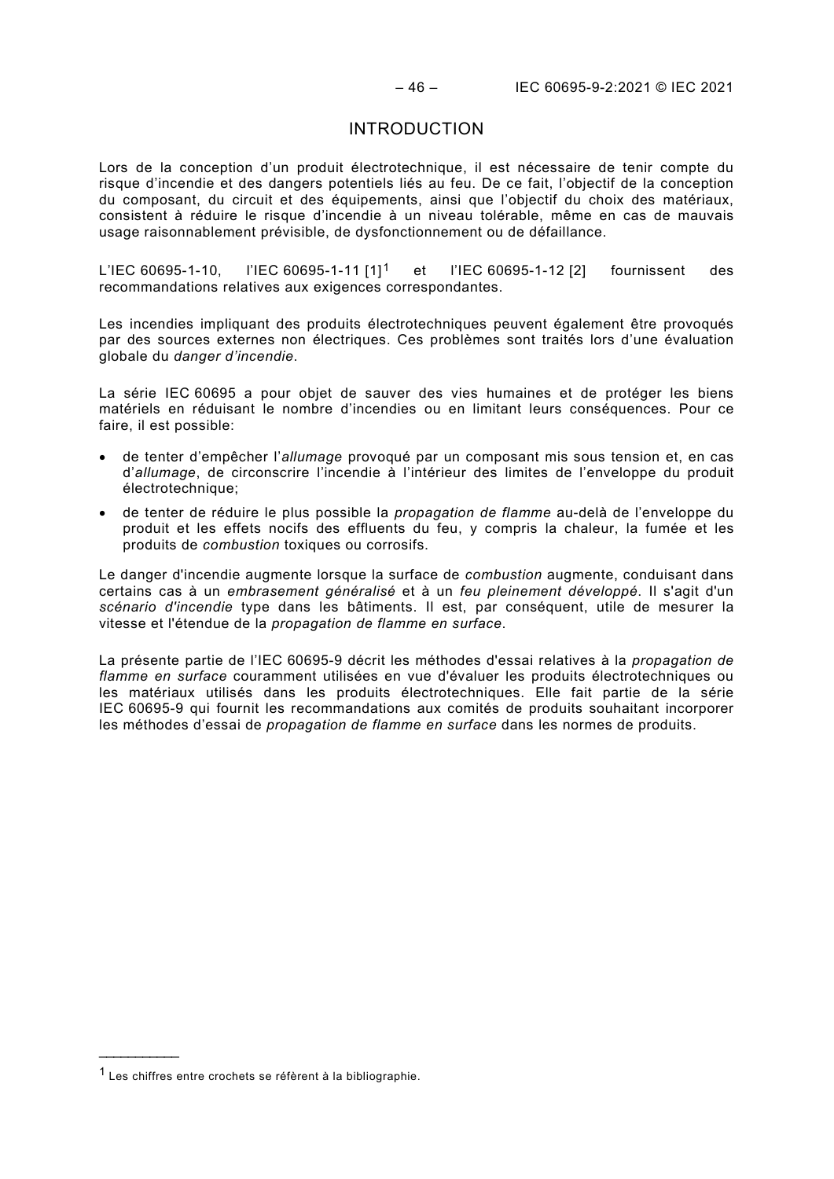# INTRODUCTION

Lors de la conception d'un produit électrotechnique, il est nécessaire de tenir compte du risque d'incendie et des dangers potentiels liés au feu. De ce fait, l'objectif de la conception du composant, du circuit et des équipements, ainsi que l'objectif du choix des matériaux, consistent à réduire le risque d'incendie à un niveau tolérable, même en cas de mauvais usage raisonnablement prévisible, de dysfonctionnement ou de défaillance.

L'IEC 60695-1-10, l'IEC 60695-1-11 [1][1] et l'IEC 60695-1-12 [2] fournissent des recommandations relatives aux exigences correspondantes.

Les incendies impliquant des produits électrotechniques peuvent également être provoqués par des sources externes non électriques. Ces problèmes sont traités lors d'une évaluation globale du *danger d'incendie*.

La série IEC 60695 a pour objet de sauver des vies humaines et de protéger les biens matériels en réduisant le nombre d'incendies ou en limitant leurs conséquences. Pour ce faire, il est possible:

- de tenter d'empêcher l'*allumage* provoqué par un composant mis sous tension et, en cas d'*allumage*, de circonscrire l'incendie à l'intérieur des limites de l'enveloppe du produit électrotechnique;
- de tenter de réduire le plus possible la *propagation de flamme* au-delà de l'enveloppe du produit et les effets nocifs des effluents du feu, y compris la chaleur, la fumée et les produits de *combustion* toxiques ou corrosifs.

Le danger d'incendie augmente lorsque la surface de *combustion* augmente, conduisant dans certains cas à un *embrasement généralisé* et à un *feu pleinement développé*. Il s'agit d'un *scénario d'incendie* type dans les bâtiments. Il est, par conséquent, utile de mesurer la vitesse et l'étendue de la *propagation de flamme en surface*.

La présente partie de l'IEC 60695-9 décrit les méthodes d'essai relatives à la *propagation de flamme en surface* couramment utilisées en vue d'évaluer les produits électrotechniques ou les matériaux utilisés dans les produits électrotechniques. Elle fait partie de la série IEC 60695-9 qui fournit les recommandations aux comités de produits souhaitant incorporer les méthodes d'essai de *propagation de flamme en surface* dans les normes de produits.

---

[1] Les chiffres entre crochets se réfèrent à la bibliographie.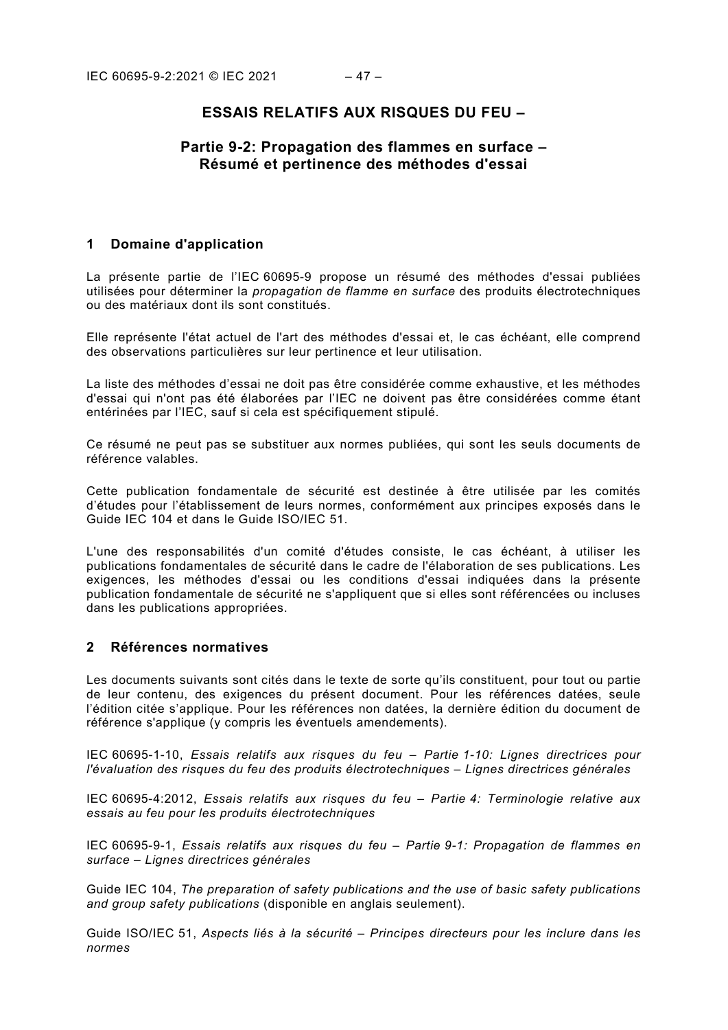# ESSAIS RELATIFS AUX RISQUES DU FEU –

## Partie 9-2: Propagation des flammes en surface – Résumé et pertinence des méthodes d'essai

## 1 Domaine d'application

La présente partie de l'IEC 60695-9 propose un résumé des méthodes d'essai publiées utilisées pour déterminer la *propagation de flamme en surface* des produits électrotechniques ou des matériaux dont ils sont constitués.

Elle représente l'état actuel de l'art des méthodes d'essai et, le cas échéant, elle comprend des observations particulières sur leur pertinence et leur utilisation.

La liste des méthodes d'essai ne doit pas être considérée comme exhaustive, et les méthodes d'essai qui n'ont pas été élaborées par l'IEC ne doivent pas être considérées comme étant entérinées par l'IEC, sauf si cela est spécifiquement stipulé.

Ce résumé ne peut pas se substituer aux normes publiées, qui sont les seuls documents de référence valables.

Cette publication fondamentale de sécurité est destinée à être utilisée par les comités d'études pour l'établissement de leurs normes, conformément aux principes exposés dans le Guide IEC 104 et dans le Guide ISO/IEC 51.

L'une des responsabilités d'un comité d'études consiste, le cas échéant, à utiliser les publications fondamentales de sécurité dans le cadre de l'élaboration de ses publications. Les exigences, les méthodes d'essai ou les conditions d'essai indiquées dans la présente publication fondamentale de sécurité ne s'appliquent que si elles sont référencées ou incluses dans les publications appropriées.

## 2 Références normatives

Les documents suivants sont cités dans le texte de sorte qu'ils constituent, pour tout ou partie de leur contenu, des exigences du présent document. Pour les références datées, seule l'édition citée s'applique. Pour les références non datées, la dernière édition du document de référence s'applique (y compris les éventuels amendements).

IEC 60695-1-10, *Essais relatifs aux risques du feu – Partie 1-10: Lignes directrices pour l'évaluation des risques du feu des produits électrotechniques – Lignes directrices générales*

IEC 60695-4:2012, *Essais relatifs aux risques du feu – Partie 4: Terminologie relative aux essais au feu pour les produits électrotechniques*

IEC 60695-9-1, *Essais relatifs aux risques du feu – Partie 9-1: Propagation de flammes en surface – Lignes directrices générales*

Guide IEC 104, *The preparation of safety publications and the use of basic safety publications and group safety publications* (disponible en anglais seulement).

Guide ISO/IEC 51, *Aspects liés à la sécurité – Principes directeurs pour les inclure dans les normes*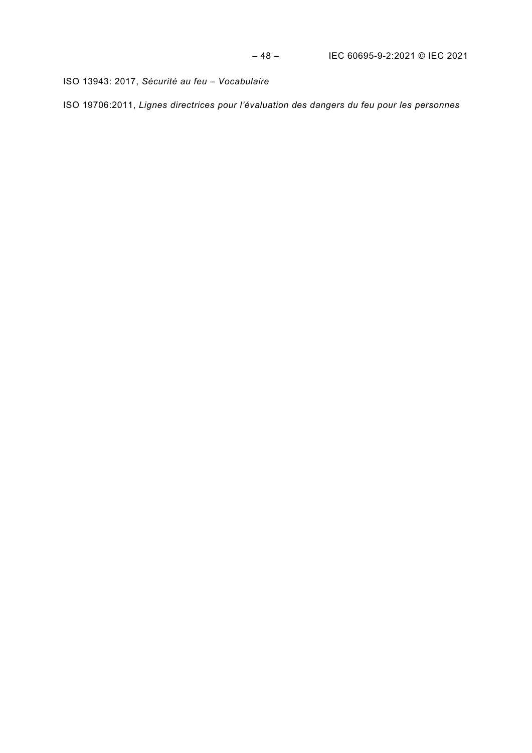ISO 13943: 2017, *Sécurité au feu – Vocabulaire*

ISO 19706:2011, *Lignes directrices pour l'évaluation des dangers du feu pour les personnes*